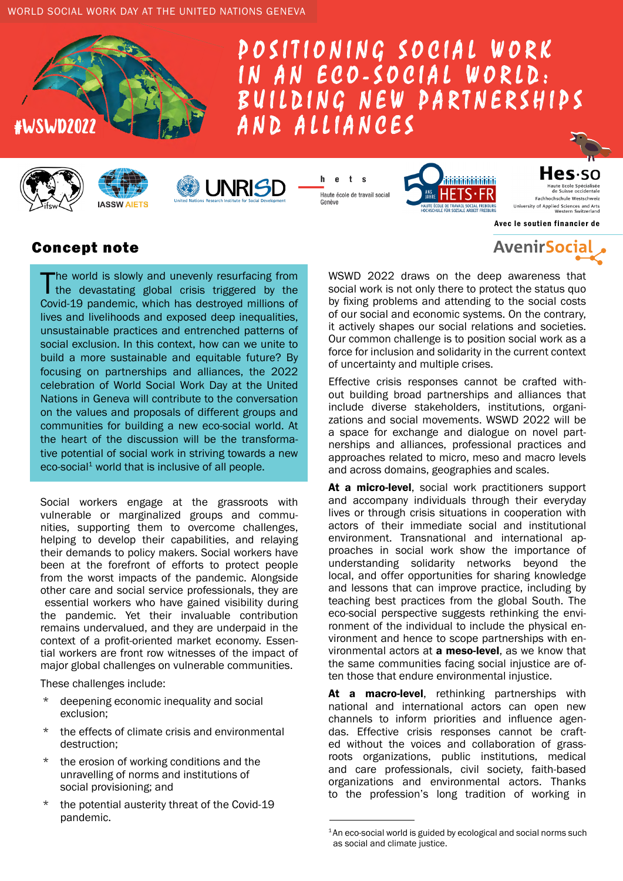WORLD SOCIAL WORK DAY AT THE UNITED NATIONS GENEVA

#WSWD2022

# POSITIONING SOCIAL WORK IN AN ECO-SOCIAL WORLD: BUILDING NEW PARTNERSHIPS AND ALLIANCES

Avec le soutien financier de AvenirSocial

## Concept note

The world is slowly and unevenly resurfacing from the devastating global crisis triggered by the Covid-19 pandemic, which has destroyed millions of lives and livelihoods and exposed deep inequalities, unsustainable practices and entrenched patterns of social exclusion. In this context, how can we unite to build a more sustainable and equitable future? By focusing on partnerships and alliances, the 2022 celebration of World Social Work Day at the United Nations in Geneva will contribute to the conversation on the values and proposals of different groups and communities for building a new eco-social world. At the heart of the discussion will be the transformative potential of social work in striving towards a new eco-social[1] world that is inclusive of all people.

Social workers engage at the grassroots with vulnerable or marginalized groups and communities, supporting them to overcome challenges, helping to develop their capabilities, and relaying their demands to policy makers. Social workers have been at the forefront of efforts to protect people from the worst impacts of the pandemic. Alongside other care and social service professionals, they are essential workers who have gained visibility during the pandemic. Yet their invaluable contribution remains undervalued, and they are underpaid in the context of a profit-oriented market economy. Essential workers are front row witnesses of the impact of major global challenges on vulnerable communities.

These challenges include:

* deepening economic inequality and social exclusion;
* the effects of climate crisis and environmental destruction;
* the erosion of working conditions and the unravelling of norms and institutions of social provisioning; and
* the potential austerity threat of the Covid-19 pandemic.

WSWD 2022 draws on the deep awareness that social work is not only there to protect the status quo by fixing problems and attending to the social costs of our social and economic systems. On the contrary, it actively shapes our social relations and societies. Our common challenge is to position social work as a force for inclusion and solidarity in the current context of uncertainty and multiple crises.

Effective crisis responses cannot be crafted without building broad partnerships and alliances that include diverse stakeholders, institutions, organizations and social movements. WSWD 2022 will be a space for exchange and dialogue on novel partnerships and alliances, professional practices and approaches related to micro, meso and macro levels and across domains, geographies and scales.

**At a micro-level**, social work practitioners support and accompany individuals through their everyday lives or through crisis situations in cooperation with actors of their immediate social and institutional environment. Transnational and international approaches in social work show the importance of understanding solidarity networks beyond the local, and offer opportunities for sharing knowledge and lessons that can improve practice, including by teaching best practices from the global South. The eco-social perspective suggests rethinking the environment of the individual to include the physical environment and hence to scope partnerships with environmental actors at **a meso-level**, as we know that the same communities facing social injustice are often those that endure environmental injustice.

**At a macro-level**, rethinking partnerships with national and international actors can open new channels to inform priorities and influence agendas. Effective crisis responses cannot be crafted without the voices and collaboration of grassroots organizations, public institutions, medical and care professionals, civil society, faith-based organizations and environmental actors. Thanks to the profession's long tradition of working in

[1] An eco-social world is guided by ecological and social norms such as social and climate justice.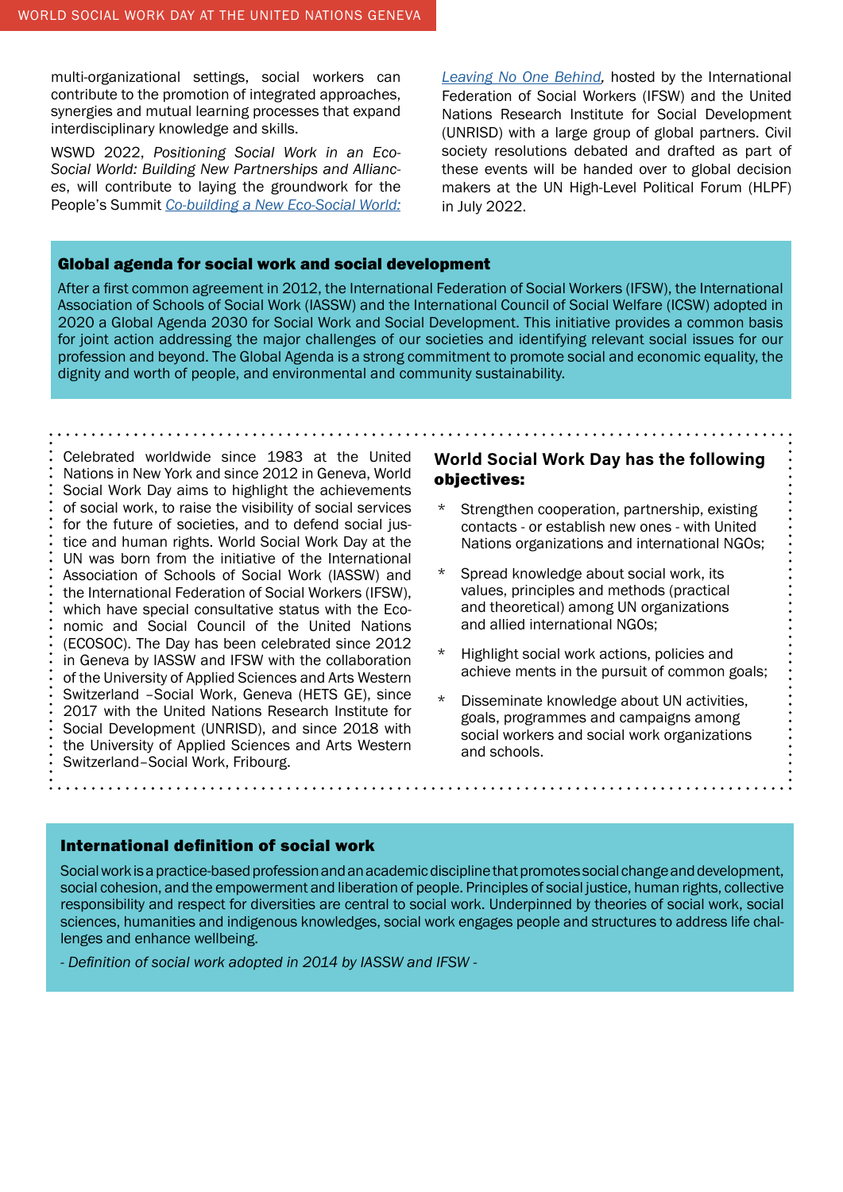multi-organizational settings, social workers can contribute to the promotion of integrated approaches, synergies and mutual learning processes that expand interdisciplinary knowledge and skills.

WSWD 2022, *Positioning Social Work in an Eco-Social World: Building New Partnerships and Alliances*, will contribute to laying the groundwork for the People's Summit *Co-building a New Eco-Social World: Leaving No One Behind,* hosted by the International Federation of Social Workers (IFSW) and the United Nations Research Institute for Social Development (UNRISD) with a large group of global partners. Civil society resolutions debated and drafted as part of these events will be handed over to global decision makers at the UN High-Level Political Forum (HLPF) in July 2022.

## Global agenda for social work and social development

After a first common agreement in 2012, the International Federation of Social Workers (IFSW), the International Association of Schools of Social Work (IASSW) and the International Council of Social Welfare (ICSW) adopted in 2020 a Global Agenda 2030 for Social Work and Social Development. This initiative provides a common basis for joint action addressing the major challenges of our societies and identifying relevant social issues for our profession and beyond. The Global Agenda is a strong commitment to promote social and economic equality, the dignity and worth of people, and environmental and community sustainability.

Celebrated worldwide since 1983 at the United Nations in New York and since 2012 in Geneva, World Social Work Day aims to highlight the achievements of social work, to raise the visibility of social services for the future of societies, and to defend social justice and human rights. World Social Work Day at the UN was born from the initiative of the International Association of Schools of Social Work (IASSW) and the International Federation of Social Workers (IFSW), which have special consultative status with the Economic and Social Council of the United Nations (ECOSOC). The Day has been celebrated since 2012 in Geneva by IASSW and IFSW with the collaboration of the University of Applied Sciences and Arts Western Switzerland –Social Work, Geneva (HETS GE), since 2017 with the United Nations Research Institute for Social Development (UNRISD), and since 2018 with the University of Applied Sciences and Arts Western Switzerland–Social Work, Fribourg.

### World Social Work Day has the following objectives:

* Strengthen cooperation, partnership, existing contacts - or establish new ones - with United Nations organizations and international NGOs;
* Spread knowledge about social work, its values, principles and methods (practical and theoretical) among UN organizations and allied international NGOs;
* Highlight social work actions, policies and achieve ments in the pursuit of common goals;
* Disseminate knowledge about UN activities, goals, programmes and campaigns among social workers and social work organizations and schools.

## International definition of social work

Social work is a practice-based profession and an academic discipline that promotes social change and development, social cohesion, and the empowerment and liberation of people. Principles of social justice, human rights, collective responsibility and respect for diversities are central to social work. Underpinned by theories of social work, social sciences, humanities and indigenous knowledges, social work engages people and structures to address life challenges and enhance wellbeing.

*- Definition of social work adopted in 2014 by IASSW and IFSW -*